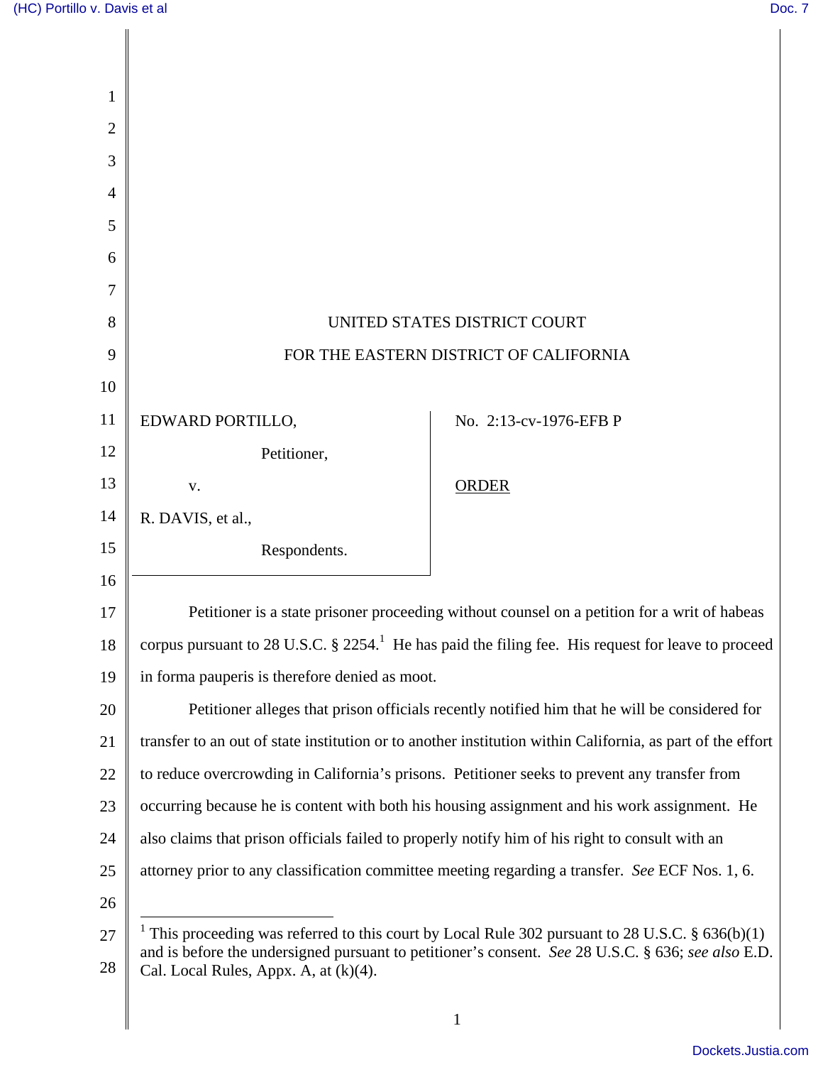UNITED STATES DISTRICT COURT

FOR THE EASTERN DISTRICT OF CALIFORNIA

EDWARD PORTILLO,

Petitioner,

v.

R. DAVIS, et al.,

Respondents.

No. 2:13-cv-1976-EFB P

ORDER

Petitioner is a state prisoner proceeding without counsel on a petition for a writ of habeas corpus pursuant to 28 U.S.C. § 2254.[1] He has paid the filing fee. His request for leave to proceed in forma pauperis is therefore denied as moot.

Petitioner alleges that prison officials recently notified him that he will be considered for transfer to an out of state institution or to another institution within California, as part of the effort to reduce overcrowding in California's prisons. Petitioner seeks to prevent any transfer from occurring because he is content with both his housing assignment and his work assignment. He also claims that prison officials failed to properly notify him of his right to consult with an attorney prior to any classification committee meeting regarding a transfer. *See* ECF Nos. 1, 6.

---

[1] This proceeding was referred to this court by Local Rule 302 pursuant to 28 U.S.C. § 636(b)(1) and is before the undersigned pursuant to petitioner's consent. *See* 28 U.S.C. § 636; *see also* E.D. Cal. Local Rules, Appx. A, at (k)(4).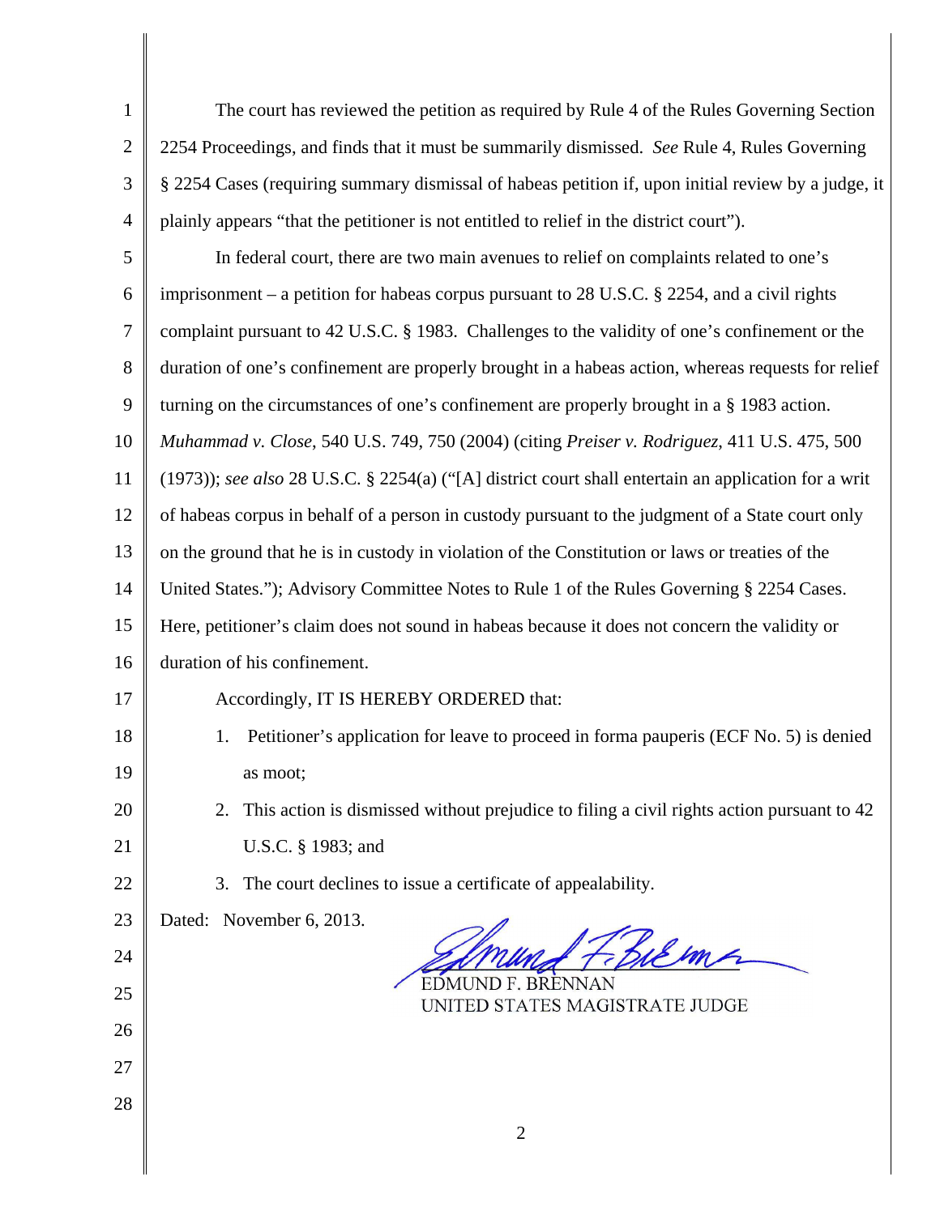The court has reviewed the petition as required by Rule 4 of the Rules Governing Section 2254 Proceedings, and finds that it must be summarily dismissed. *See* Rule 4, Rules Governing § 2254 Cases (requiring summary dismissal of habeas petition if, upon initial review by a judge, it plainly appears "that the petitioner is not entitled to relief in the district court").

In federal court, there are two main avenues to relief on complaints related to one's imprisonment – a petition for habeas corpus pursuant to 28 U.S.C. § 2254, and a civil rights complaint pursuant to 42 U.S.C. § 1983. Challenges to the validity of one's confinement or the duration of one's confinement are properly brought in a habeas action, whereas requests for relief turning on the circumstances of one's confinement are properly brought in a § 1983 action. *Muhammad v. Close*, 540 U.S. 749, 750 (2004) (citing *Preiser v. Rodriguez*, 411 U.S. 475, 500 (1973)); *see also* 28 U.S.C. § 2254(a) ("[A] district court shall entertain an application for a writ of habeas corpus in behalf of a person in custody pursuant to the judgment of a State court only on the ground that he is in custody in violation of the Constitution or laws or treaties of the United States."); Advisory Committee Notes to Rule 1 of the Rules Governing § 2254 Cases. Here, petitioner's claim does not sound in habeas because it does not concern the validity or duration of his confinement.

Accordingly, IT IS HEREBY ORDERED that:

1. Petitioner's application for leave to proceed in forma pauperis (ECF No. 5) is denied as moot;
2. This action is dismissed without prejudice to filing a civil rights action pursuant to 42 U.S.C. § 1983; and
3. The court declines to issue a certificate of appealability.

Dated: November 6, 2013.

EDMUND F. BRENNAN
UNITED STATES MAGISTRATE JUDGE